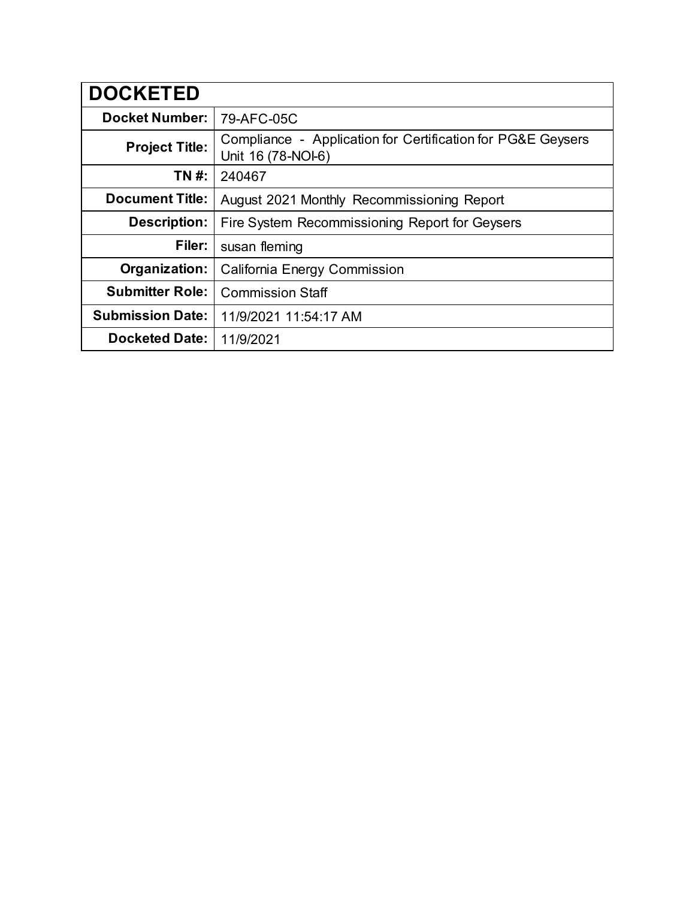| DOCKETED | |
|---|---|
| **Docket Number:** | 79-AFC-05C |
| **Project Title:** | Compliance - Application for Certification for PG&E Geysers Unit 16 (78-NOI-6) |
| **TN #:** | 240467 |
| **Document Title:** | August 2021 Monthly Recommissioning Report |
| **Description:** | Fire System Recommissioning Report for Geysers |
| **Filer:** | susan fleming |
| **Organization:** | California Energy Commission |
| **Submitter Role:** | Commission Staff |
| **Submission Date:** | 11/9/2021 11:54:17 AM |
| **Docketed Date:** | 11/9/2021 |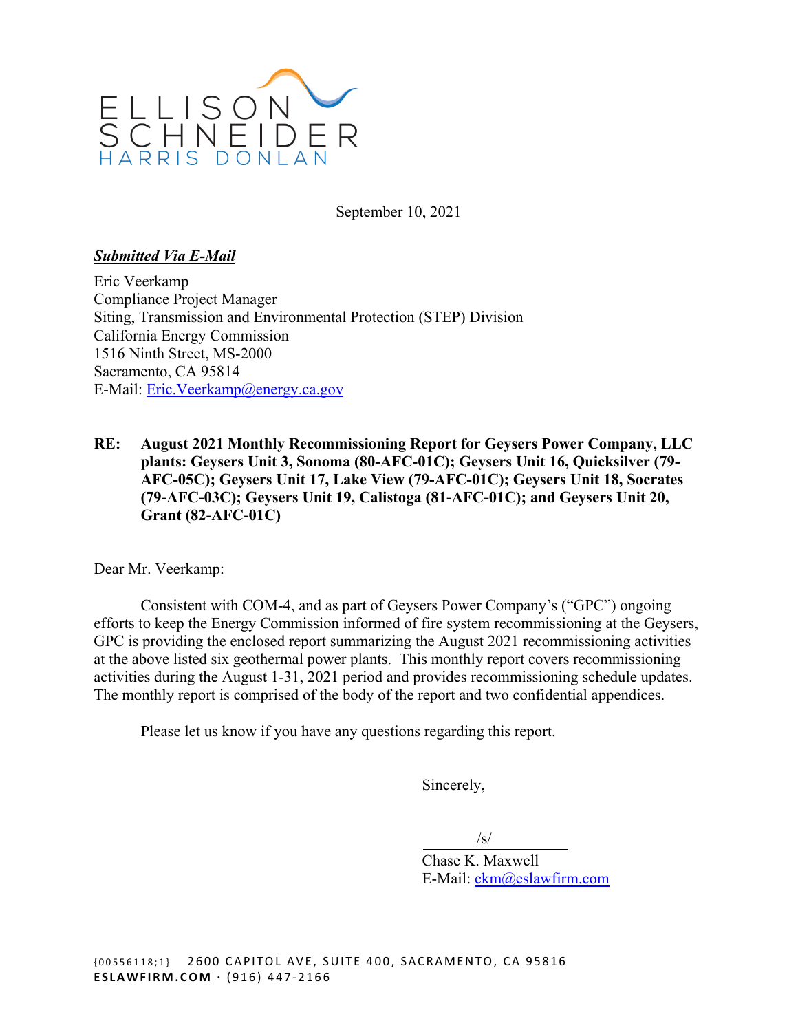ELLISON SCHNEIDER HARRIS DONLAN

September 10, 2021

***Submitted Via E-Mail***

Eric Veerkamp
Compliance Project Manager
Siting, Transmission and Environmental Protection (STEP) Division
California Energy Commission
1516 Ninth Street, MS-2000
Sacramento, CA 95814
E-Mail: Eric.Veerkamp@energy.ca.gov

**RE: August 2021 Monthly Recommissioning Report for Geysers Power Company, LLC plants: Geysers Unit 3, Sonoma (80-AFC-01C); Geysers Unit 16, Quicksilver (79-AFC-05C); Geysers Unit 17, Lake View (79-AFC-01C); Geysers Unit 18, Socrates (79-AFC-03C); Geysers Unit 19, Calistoga (81-AFC-01C); and Geysers Unit 20, Grant (82-AFC-01C)**

Dear Mr. Veerkamp:

Consistent with COM-4, and as part of Geysers Power Company's ("GPC") ongoing efforts to keep the Energy Commission informed of fire system recommissioning at the Geysers, GPC is providing the enclosed report summarizing the August 2021 recommissioning activities at the above listed six geothermal power plants. This monthly report covers recommissioning activities during the August 1-31, 2021 period and provides recommissioning schedule updates. The monthly report is comprised of the body of the report and two confidential appendices.

Please let us know if you have any questions regarding this report.

Sincerely,

/s/

Chase K. Maxwell
E-Mail: ckm@eslawfirm.com

{00556118;1} 2600 CAPITOL AVE, SUITE 400, SACRAMENTO, CA 95816
**ESLAWFIRM.COM** · (916) 447-2166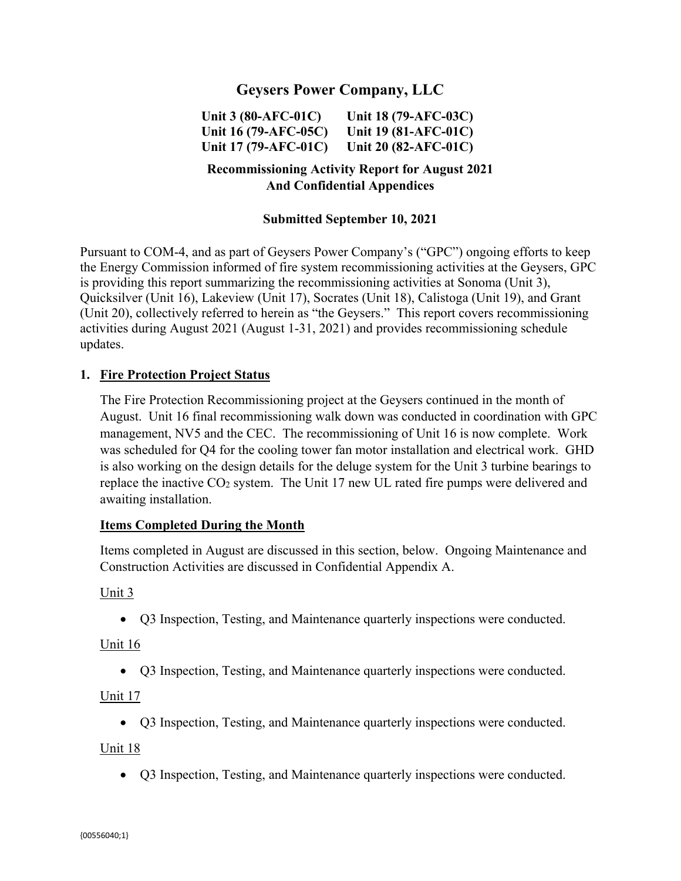# Geysers Power Company, LLC

**Unit 3 (80-AFC-01C) Unit 18 (79-AFC-03C)**
**Unit 16 (79-AFC-05C) Unit 19 (81-AFC-01C)**
**Unit 17 (79-AFC-01C) Unit 20 (82-AFC-01C)**

**Recommissioning Activity Report for August 2021**
**And Confidential Appendices**

**Submitted September 10, 2021**

Pursuant to COM-4, and as part of Geysers Power Company's ("GPC") ongoing efforts to keep the Energy Commission informed of fire system recommissioning activities at the Geysers, GPC is providing this report summarizing the recommissioning activities at Sonoma (Unit 3), Quicksilver (Unit 16), Lakeview (Unit 17), Socrates (Unit 18), Calistoga (Unit 19), and Grant (Unit 20), collectively referred to herein as "the Geysers." This report covers recommissioning activities during August 2021 (August 1-31, 2021) and provides recommissioning schedule updates.

## 1. Fire Protection Project Status

The Fire Protection Recommissioning project at the Geysers continued in the month of August. Unit 16 final recommissioning walk down was conducted in coordination with GPC management, NV5 and the CEC. The recommissioning of Unit 16 is now complete. Work was scheduled for Q4 for the cooling tower fan motor installation and electrical work. GHD is also working on the design details for the deluge system for the Unit 3 turbine bearings to replace the inactive $CO_2$ system. The Unit 17 new UL rated fire pumps were delivered and awaiting installation.

### Items Completed During the Month

Items completed in August are discussed in this section, below. Ongoing Maintenance and Construction Activities are discussed in Confidential Appendix A.

Unit 3

- Q3 Inspection, Testing, and Maintenance quarterly inspections were conducted.

Unit 16

- Q3 Inspection, Testing, and Maintenance quarterly inspections were conducted.

Unit 17

- Q3 Inspection, Testing, and Maintenance quarterly inspections were conducted.

Unit 18

- Q3 Inspection, Testing, and Maintenance quarterly inspections were conducted.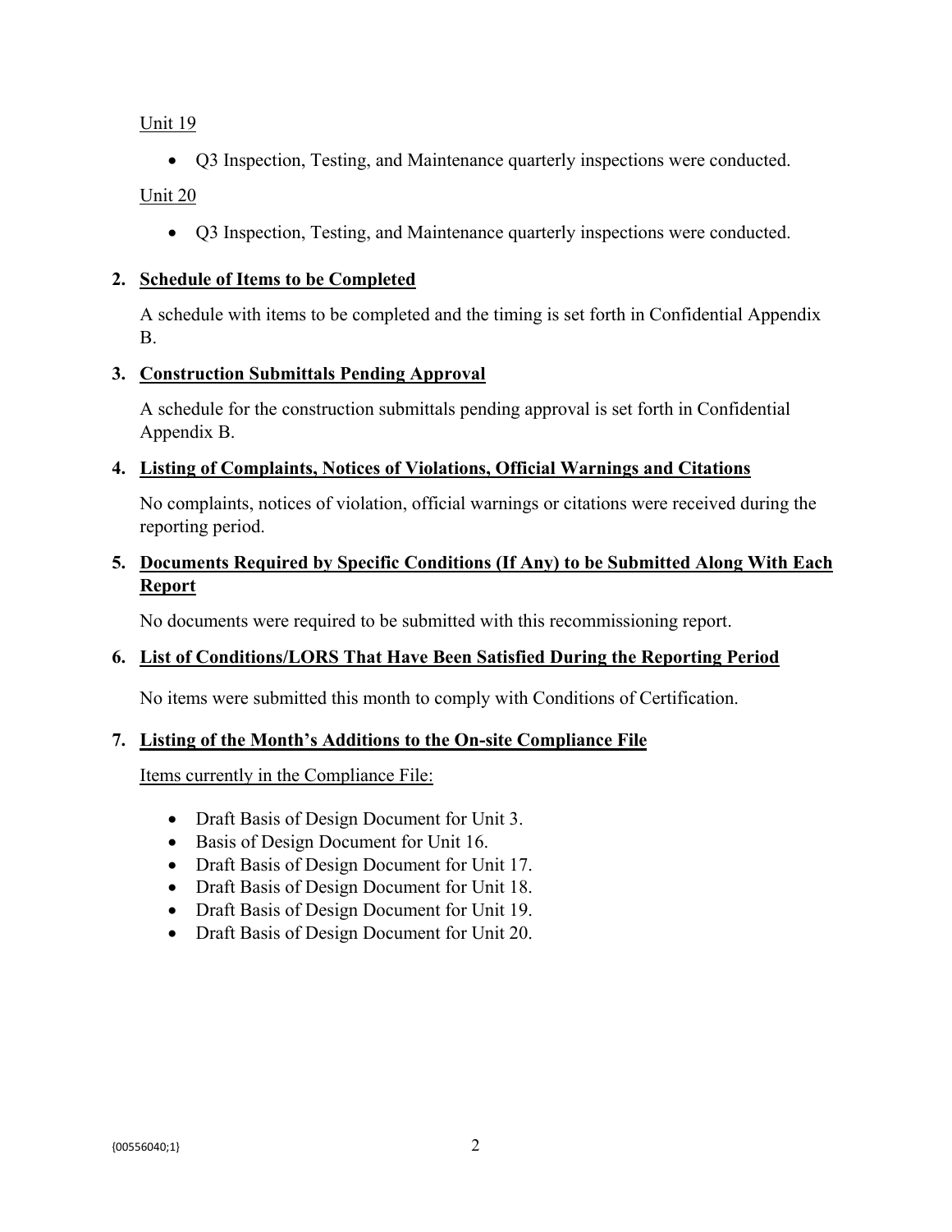Unit 19

- Q3 Inspection, Testing, and Maintenance quarterly inspections were conducted.

Unit 20

- Q3 Inspection, Testing, and Maintenance quarterly inspections were conducted.

## 2. Schedule of Items to be Completed

A schedule with items to be completed and the timing is set forth in Confidential Appendix B.

## 3. Construction Submittals Pending Approval

A schedule for the construction submittals pending approval is set forth in Confidential Appendix B.

## 4. Listing of Complaints, Notices of Violations, Official Warnings and Citations

No complaints, notices of violation, official warnings or citations were received during the reporting period.

## 5. Documents Required by Specific Conditions (If Any) to be Submitted Along With Each Report

No documents were required to be submitted with this recommissioning report.

## 6. List of Conditions/LORS That Have Been Satisfied During the Reporting Period

No items were submitted this month to comply with Conditions of Certification.

## 7. Listing of the Month's Additions to the On-site Compliance File

Items currently in the Compliance File:

- Draft Basis of Design Document for Unit 3.
- Basis of Design Document for Unit 16.
- Draft Basis of Design Document for Unit 17.
- Draft Basis of Design Document for Unit 18.
- Draft Basis of Design Document for Unit 19.
- Draft Basis of Design Document for Unit 20.